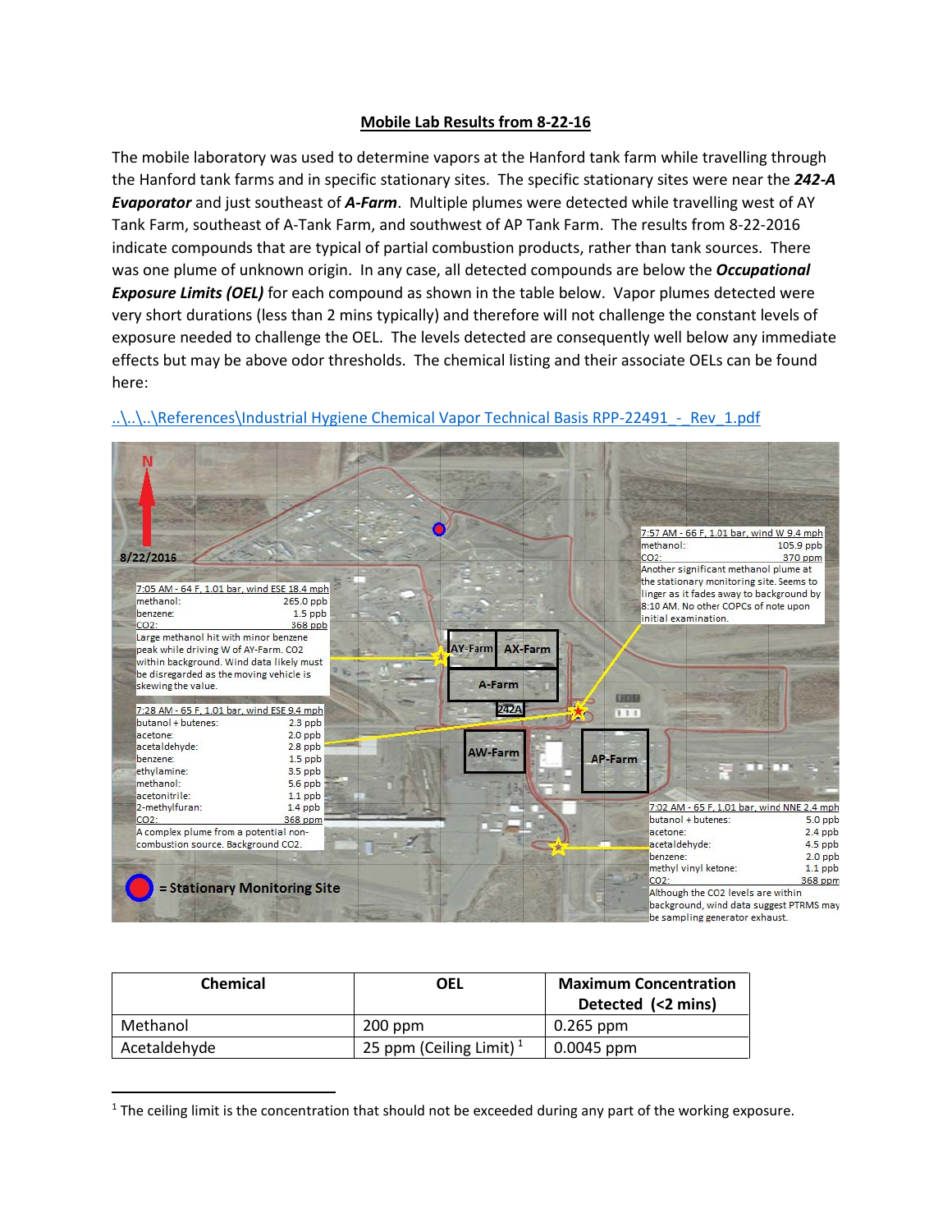# Mobile Lab Results from 8-22-16

The mobile laboratory was used to determine vapors at the Hanford tank farm while travelling through the Hanford tank farms and in specific stationary sites. The specific stationary sites were near the ***242-A Evaporator*** and just southeast of ***A-Farm***. Multiple plumes were detected while travelling west of AY Tank Farm, southeast of A-Tank Farm, and southwest of AP Tank Farm. The results from 8-22-2016 indicate compounds that are typical of partial combustion products, rather than tank sources. There was one plume of unknown origin. In any case, all detected compounds are below the ***Occupational Exposure Limits (OEL)*** for each compound as shown in the table below. Vapor plumes detected were very short durations (less than 2 mins typically) and therefore will not challenge the constant levels of exposure needed to challenge the OEL. The levels detected are consequently well below any immediate effects but may be above odor thresholds. The chemical listing and their associate OELs can be found here:

..\..\..\References\Industrial Hygiene Chemical Vapor Technical Basis RPP-22491_-_Rev_1.pdf

N

8/22/2016

7:05 AM - 64 F, 1.01 bar, wind ESE 18.4 mph

| | |
|---|---|
| methanol: | 265.0 ppb |
| benzene: | 1.5 ppb |
| CO2: | 368 ppb |

Large methanol hit with minor benzene peak while driving W of AY-Farm. CO2 within background. Wind data likely must be disregarded as the moving vehicle is skewing the value.

7:28 AM - 65 F, 1.01 bar, wind ESE 9.4 mph

| | |
|---|---|
| butanol + butenes: | 2.3 ppb |
| acetone: | 2.0 ppb |
| acetaldehyde: | 2.8 ppb |
| benzene: | 1.5 ppb |
| ethylamine: | 3.5 ppb |
| methanol: | 5.6 ppb |
| acetonitrile: | 1.1 ppb |
| 2-methylfuran: | 1.4 ppb |
| CO2: | 368 ppm |

A complex plume from a potential non-combustion source. Background CO2.

7:57 AM - 66 F, 1.01 bar, wind W 9.4 mph

| | |
|---|---|
| methanol: | 105.9 ppb |
| CO2: | 370 ppm |

Another significant methanol plume at the stationary monitoring site. Seems to linger as it fades away to background by 8:10 AM. No other COPCs of note upon initial examination.

7:02 AM - 65 F, 1.01 bar, wind NNE 2.4 mph

| | |
|---|---|
| butanol + butenes: | 5.0 ppb |
| acetone: | 2.4 ppb |
| acetaldehyde: | 4.5 ppb |
| benzene: | 2.0 ppb |
| methyl vinyl ketone: | 1.1 ppb |
| CO2: | 368 ppm |

Although the CO2 levels are within background, wind data suggest PTRMS may be sampling generator exhaust.

AY-Farm, AX-Farm, A-Farm, 242A, AW-Farm, AP-Farm

= Stationary Monitoring Site

| Chemical | OEL | Maximum Concentration Detected (<2 mins) |
|---|---|---|
| Methanol | 200 ppm | 0.265 ppm |
| Acetaldehyde | 25 ppm (Ceiling Limit) [1] | 0.0045 ppm |

[1] The ceiling limit is the concentration that should not be exceeded during any part of the working exposure.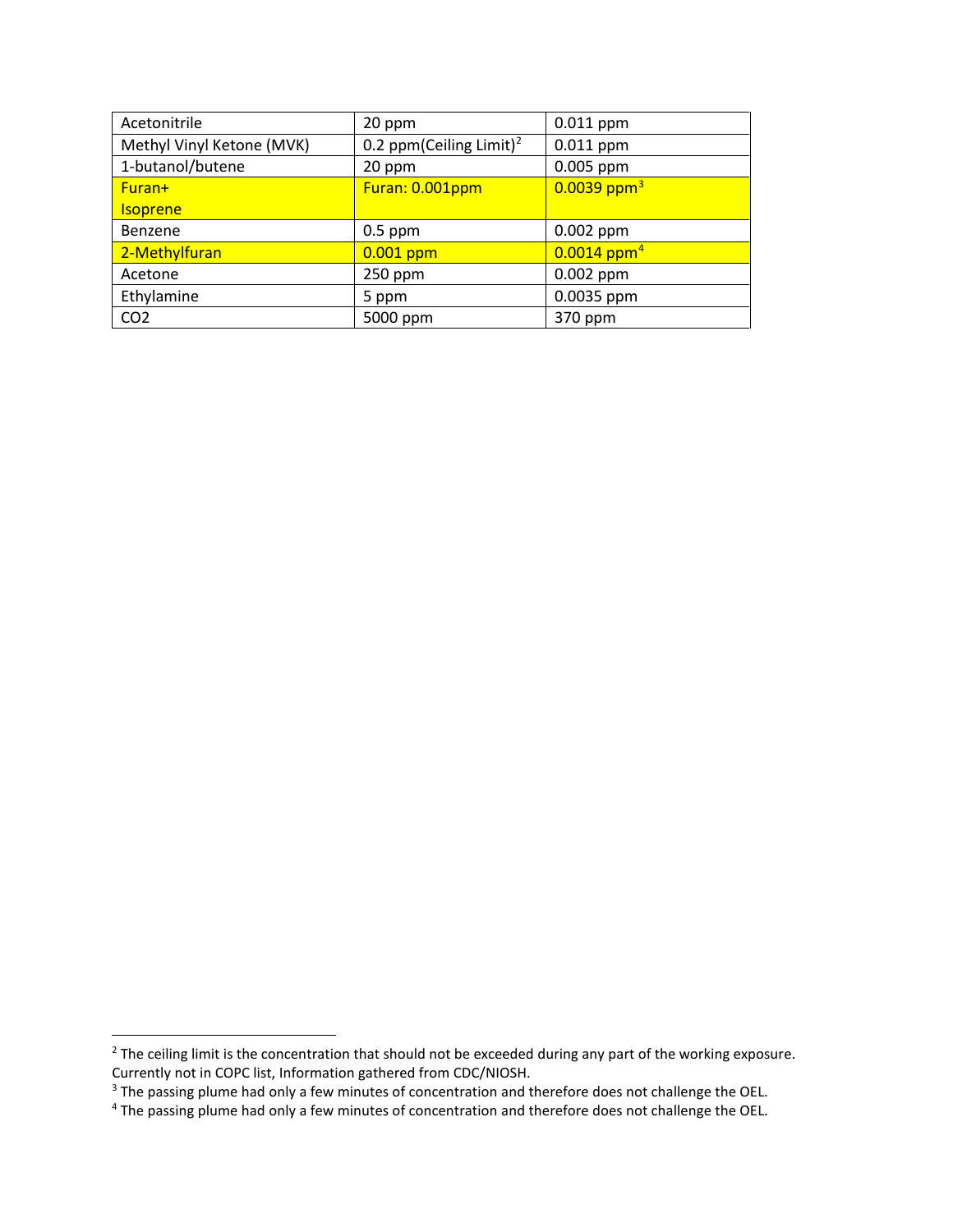| | | |
|---|---|---|
| Acetonitrile | 20 ppm | 0.011 ppm |
| Methyl Vinyl Ketone (MVK) | 0.2 ppm(Ceiling Limit)[2] | 0.011 ppm |
| 1-butanol/butene | 20 ppm | 0.005 ppm |
| Furan+ Isoprene | Furan: 0.001ppm | 0.0039 ppm[3] |
| Benzene | 0.5 ppm | 0.002 ppm |
| 2-Methylfuran | 0.001 ppm | 0.0014 ppm[4] |
| Acetone | 250 ppm | 0.002 ppm |
| Ethylamine | 5 ppm | 0.0035 ppm |
| $CO_2$ | 5000 ppm | 370 ppm |

[2] The ceiling limit is the concentration that should not be exceeded during any part of the working exposure. Currently not in COPC list, Information gathered from CDC/NIOSH.

[3] The passing plume had only a few minutes of concentration and therefore does not challenge the OEL.

[4] The passing plume had only a few minutes of concentration and therefore does not challenge the OEL.